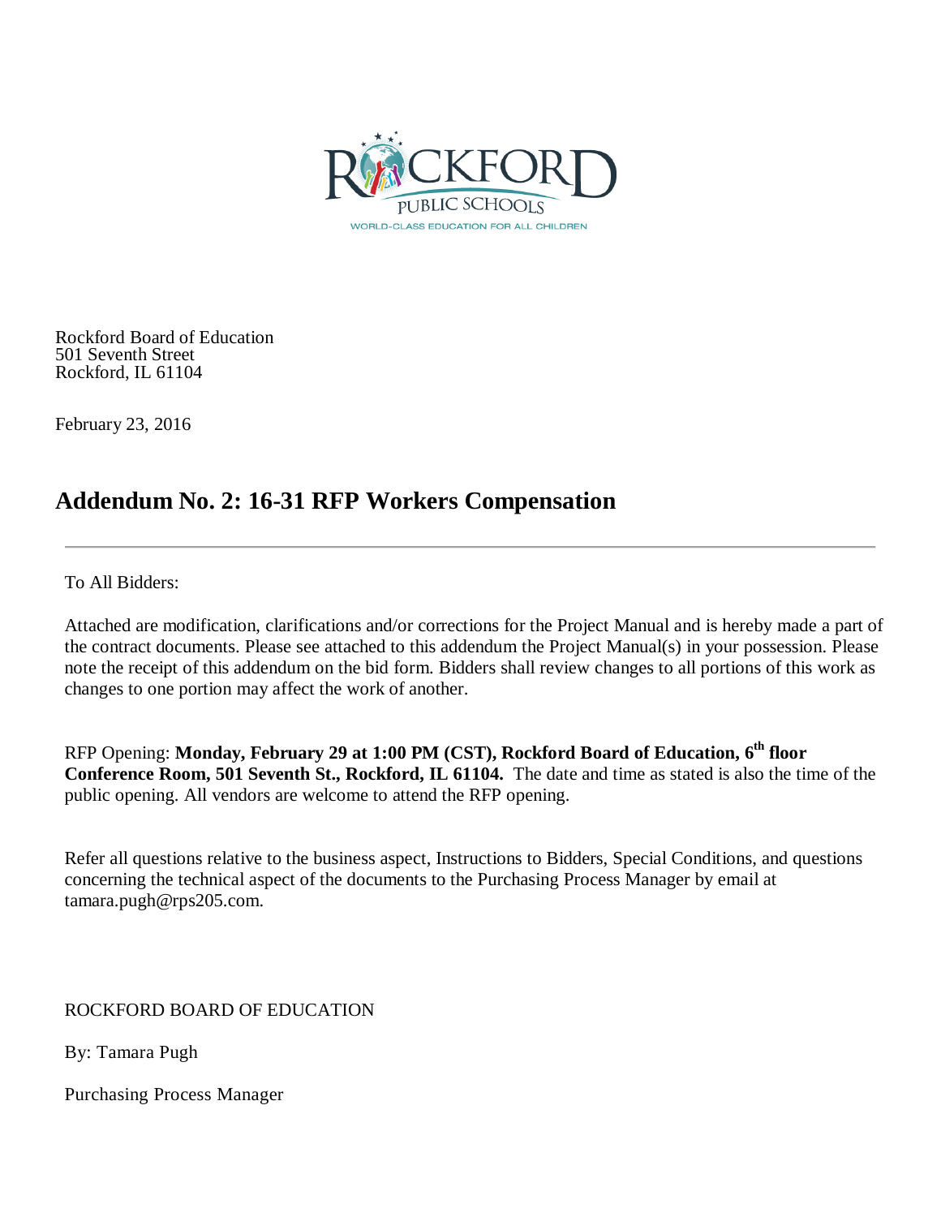Rockford Board of Education
501 Seventh Street
Rockford, IL 61104

February 23, 2016

## Addendum No. 2: 16-31 RFP Workers Compensation

To All Bidders:

Attached are modification, clarifications and/or corrections for the Project Manual and is hereby made a part of the contract documents. Please see attached to this addendum the Project Manual(s) in your possession. Please note the receipt of this addendum on the bid form. Bidders shall review changes to all portions of this work as changes to one portion may affect the work of another.

RFP Opening: **Monday, February 29 at 1:00 PM (CST), Rockford Board of Education, 6th floor Conference Room, 501 Seventh St., Rockford, IL 61104.** The date and time as stated is also the time of the public opening. All vendors are welcome to attend the RFP opening.

Refer all questions relative to the business aspect, Instructions to Bidders, Special Conditions, and questions concerning the technical aspect of the documents to the Purchasing Process Manager by email at tamara.pugh@rps205.com.

ROCKFORD BOARD OF EDUCATION

By: Tamara Pugh

Purchasing Process Manager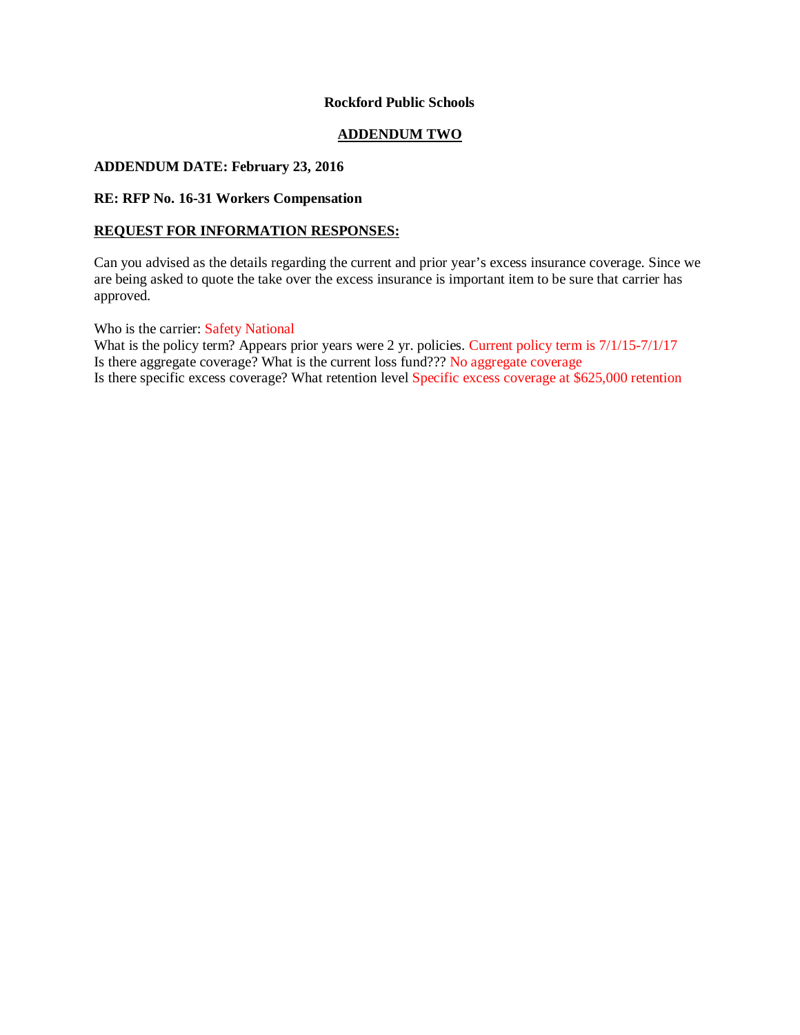**Rockford Public Schools**

**ADDENDUM TWO**

**ADDENDUM DATE: February 23, 2016**

**RE: RFP No. 16-31 Workers Compensation**

**REQUEST FOR INFORMATION RESPONSES:**

Can you advised as the details regarding the current and prior year's excess insurance coverage. Since we are being asked to quote the take over the excess insurance is important item to be sure that carrier has approved.

Who is the carrier: Safety National
What is the policy term? Appears prior years were 2 yr. policies. Current policy term is 7/1/15-7/1/17
Is there aggregate coverage? What is the current loss fund??? No aggregate coverage
Is there specific excess coverage? What retention level Specific excess coverage at $625,000 retention